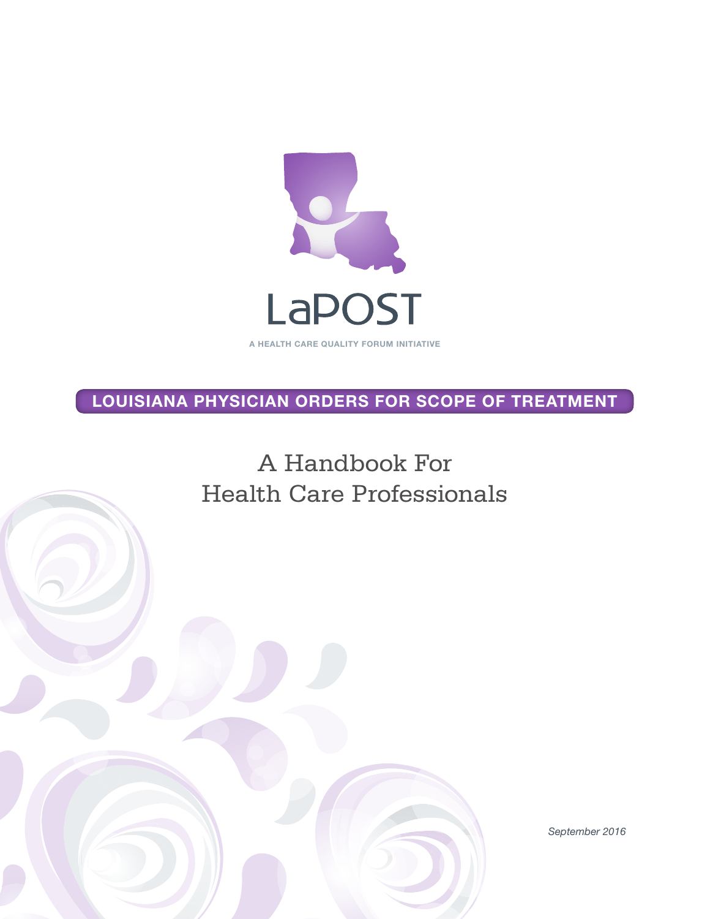# LaPOST

A HEALTH CARE QUALITY FORUM INITIATIVE

**LOUISIANA PHYSICIAN ORDERS FOR SCOPE OF TREATMENT**

## A Handbook For Health Care Professionals

*September 2016*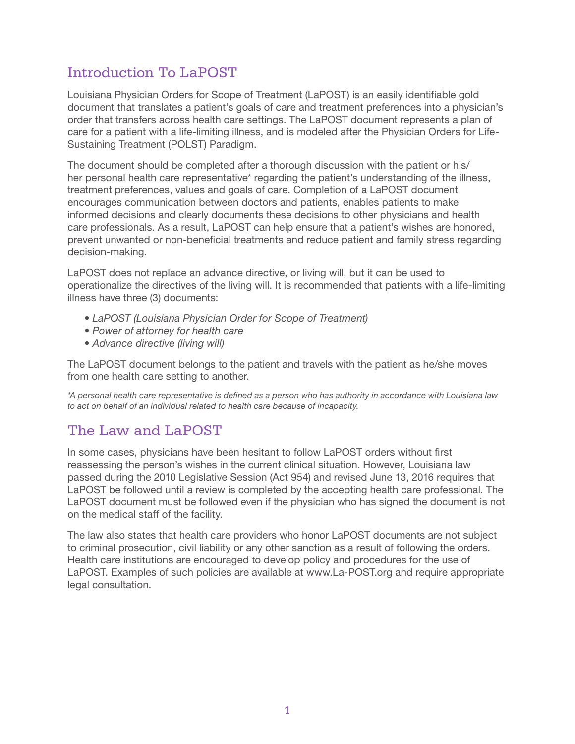## Introduction To LaPOST

Louisiana Physician Orders for Scope of Treatment (LaPOST) is an easily identifiable gold document that translates a patient's goals of care and treatment preferences into a physician's order that transfers across health care settings. The LaPOST document represents a plan of care for a patient with a life-limiting illness, and is modeled after the Physician Orders for Life-Sustaining Treatment (POLST) Paradigm.

The document should be completed after a thorough discussion with the patient or his/her personal health care representative* regarding the patient's understanding of the illness, treatment preferences, values and goals of care. Completion of a LaPOST document encourages communication between doctors and patients, enables patients to make informed decisions and clearly documents these decisions to other physicians and health care professionals. As a result, LaPOST can help ensure that a patient's wishes are honored, prevent unwanted or non-beneficial treatments and reduce patient and family stress regarding decision-making.

LaPOST does not replace an advance directive, or living will, but it can be used to operationalize the directives of the living will. It is recommended that patients with a life-limiting illness have three (3) documents:

- *LaPOST (Louisiana Physician Order for Scope of Treatment)*
- *Power of attorney for health care*
- *Advance directive (living will)*

The LaPOST document belongs to the patient and travels with the patient as he/she moves from one health care setting to another.

*\*A personal health care representative is defined as a person who has authority in accordance with Louisiana law to act on behalf of an individual related to health care because of incapacity.*

## The Law and LaPOST

In some cases, physicians have been hesitant to follow LaPOST orders without first reassessing the person's wishes in the current clinical situation. However, Louisiana law passed during the 2010 Legislative Session (Act 954) and revised June 13, 2016 requires that LaPOST be followed until a review is completed by the accepting health care professional. The LaPOST document must be followed even if the physician who has signed the document is not on the medical staff of the facility.

The law also states that health care providers who honor LaPOST documents are not subject to criminal prosecution, civil liability or any other sanction as a result of following the orders. Health care institutions are encouraged to develop policy and procedures for the use of LaPOST. Examples of such policies are available at www.La-POST.org and require appropriate legal consultation.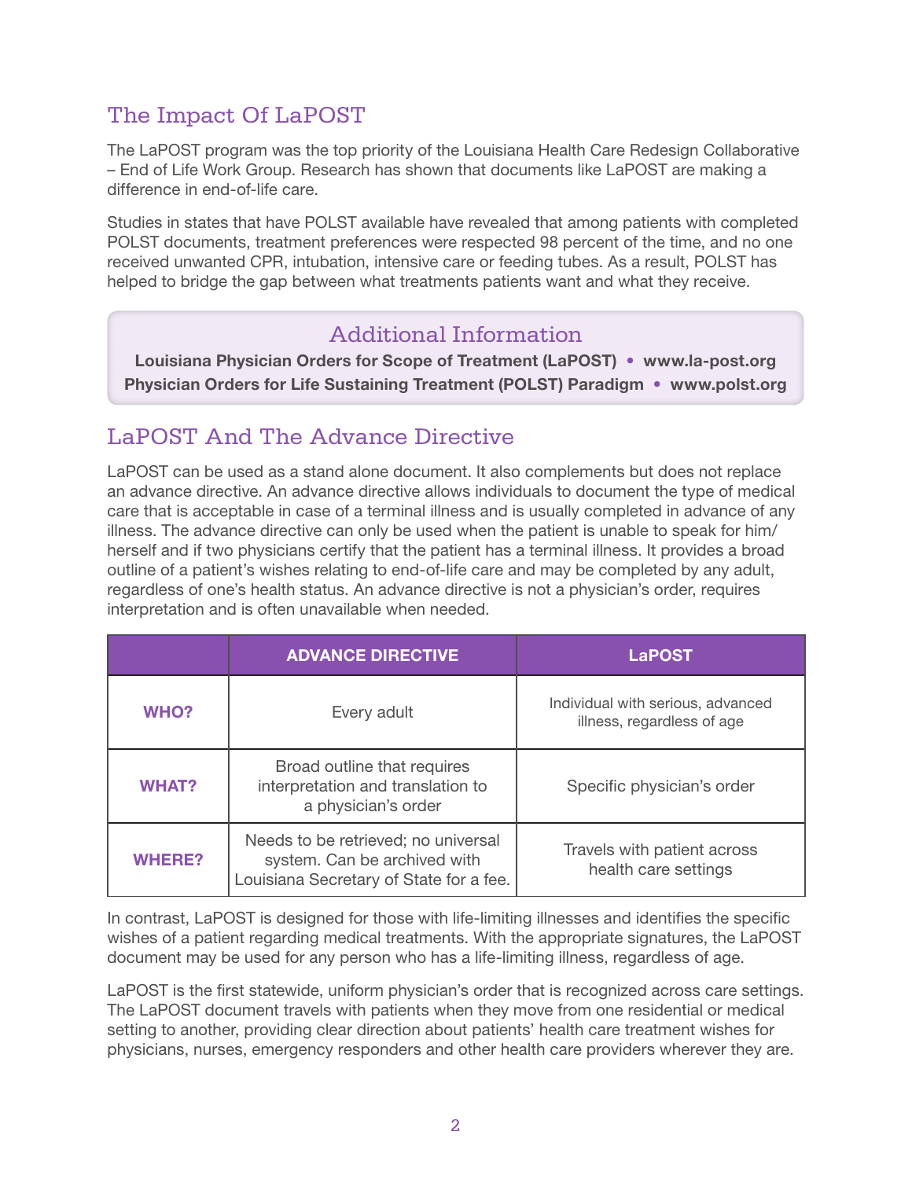## The Impact Of LaPOST

The LaPOST program was the top priority of the Louisiana Health Care Redesign Collaborative – End of Life Work Group. Research has shown that documents like LaPOST are making a difference in end-of-life care.

Studies in states that have POLST available have revealed that among patients with completed POLST documents, treatment preferences were respected 98 percent of the time, and no one received unwanted CPR, intubation, intensive care or feeding tubes. As a result, POLST has helped to bridge the gap between what treatments patients want and what they receive.

### Additional Information

**Louisiana Physician Orders for Scope of Treatment (LaPOST) • www.la-post.org**
**Physician Orders for Life Sustaining Treatment (POLST) Paradigm • www.polst.org**

## LaPOST And The Advance Directive

LaPOST can be used as a stand alone document. It also complements but does not replace an advance directive. An advance directive allows individuals to document the type of medical care that is acceptable in case of a terminal illness and is usually completed in advance of any illness. The advance directive can only be used when the patient is unable to speak for him/herself and if two physicians certify that the patient has a terminal illness. It provides a broad outline of a patient's wishes relating to end-of-life care and may be completed by any adult, regardless of one's health status. An advance directive is not a physician's order, requires interpretation and is often unavailable when needed.

| | ADVANCE DIRECTIVE | LaPOST |
|---|---|---|
| **WHO?** | Every adult | Individual with serious, advanced illness, regardless of age |
| **WHAT?** | Broad outline that requires interpretation and translation to a physician's order | Specific physician's order |
| **WHERE?** | Needs to be retrieved; no universal system. Can be archived with Louisiana Secretary of State for a fee. | Travels with patient across health care settings |

In contrast, LaPOST is designed for those with life-limiting illnesses and identifies the specific wishes of a patient regarding medical treatments. With the appropriate signatures, the LaPOST document may be used for any person who has a life-limiting illness, regardless of age.

LaPOST is the first statewide, uniform physician's order that is recognized across care settings. The LaPOST document travels with patients when they move from one residential or medical setting to another, providing clear direction about patients' health care treatment wishes for physicians, nurses, emergency responders and other health care providers wherever they are.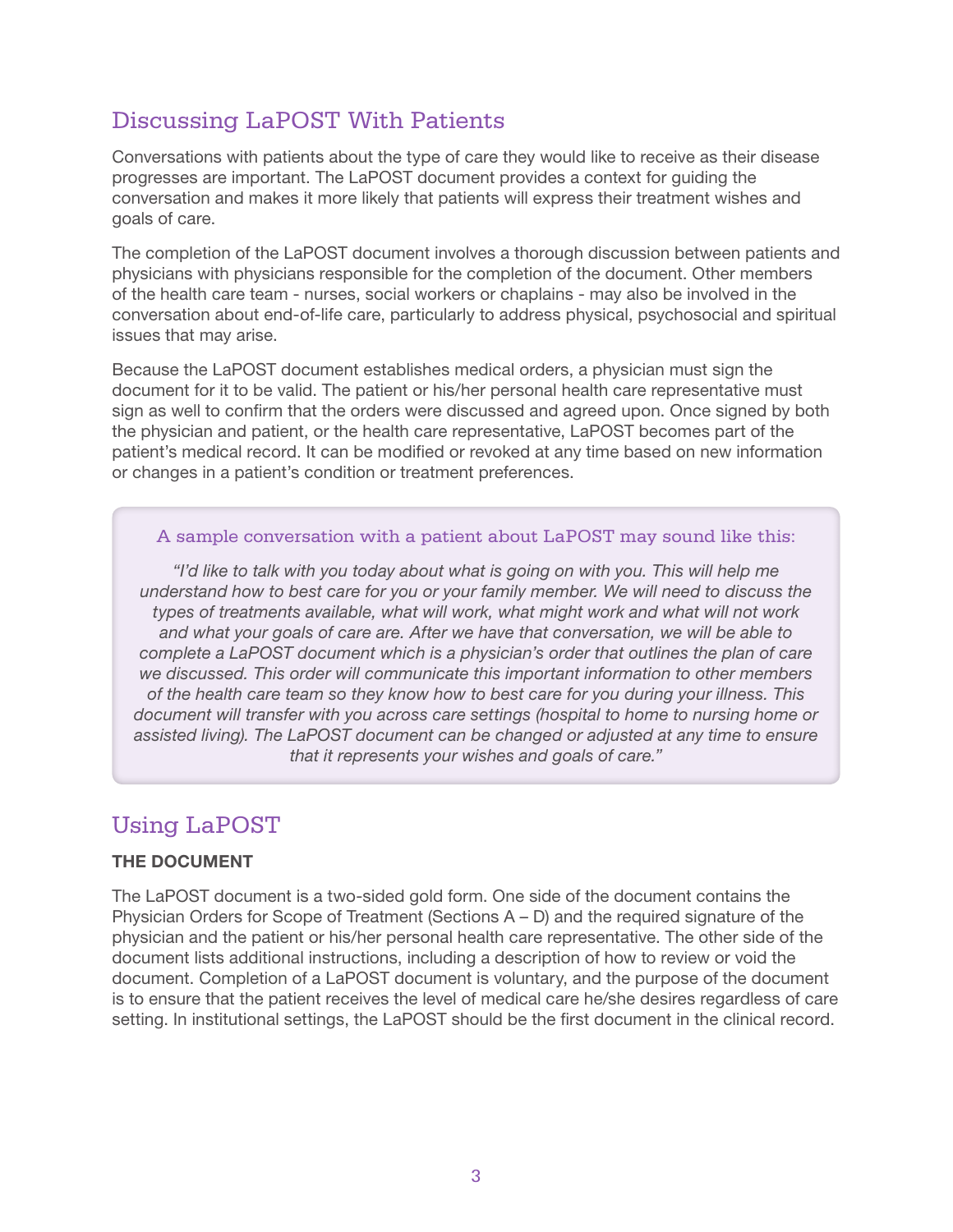## Discussing LaPOST With Patients

Conversations with patients about the type of care they would like to receive as their disease progresses are important. The LaPOST document provides a context for guiding the conversation and makes it more likely that patients will express their treatment wishes and goals of care.

The completion of the LaPOST document involves a thorough discussion between patients and physicians with physicians responsible for the completion of the document. Other members of the health care team - nurses, social workers or chaplains - may also be involved in the conversation about end-of-life care, particularly to address physical, psychosocial and spiritual issues that may arise.

Because the LaPOST document establishes medical orders, a physician must sign the document for it to be valid. The patient or his/her personal health care representative must sign as well to confirm that the orders were discussed and agreed upon. Once signed by both the physician and patient, or the health care representative, LaPOST becomes part of the patient's medical record. It can be modified or revoked at any time based on new information or changes in a patient's condition or treatment preferences.

> A sample conversation with a patient about LaPOST may sound like this:
>
> *"I'd like to talk with you today about what is going on with you. This will help me understand how to best care for you or your family member. We will need to discuss the types of treatments available, what will work, what might work and what will not work and what your goals of care are. After we have that conversation, we will be able to complete a LaPOST document which is a physician's order that outlines the plan of care we discussed. This order will communicate this important information to other members of the health care team so they know how to best care for you during your illness. This document will transfer with you across care settings (hospital to home to nursing home or assisted living). The LaPOST document can be changed or adjusted at any time to ensure that it represents your wishes and goals of care."*

## Using LaPOST

### THE DOCUMENT

The LaPOST document is a two-sided gold form. One side of the document contains the Physician Orders for Scope of Treatment (Sections A – D) and the required signature of the physician and the patient or his/her personal health care representative. The other side of the document lists additional instructions, including a description of how to review or void the document. Completion of a LaPOST document is voluntary, and the purpose of the document is to ensure that the patient receives the level of medical care he/she desires regardless of care setting. In institutional settings, the LaPOST should be the first document in the clinical record.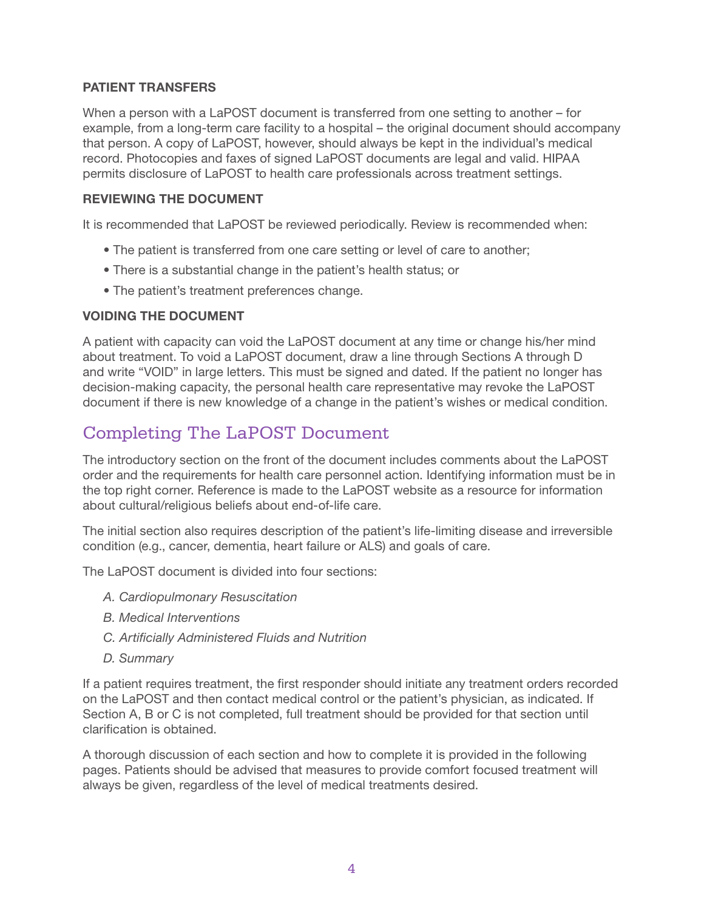### PATIENT TRANSFERS

When a person with a LaPOST document is transferred from one setting to another – for example, from a long-term care facility to a hospital – the original document should accompany that person. A copy of LaPOST, however, should always be kept in the individual's medical record. Photocopies and faxes of signed LaPOST documents are legal and valid. HIPAA permits disclosure of LaPOST to health care professionals across treatment settings.

### REVIEWING THE DOCUMENT

It is recommended that LaPOST be reviewed periodically. Review is recommended when:

- The patient is transferred from one care setting or level of care to another;
- There is a substantial change in the patient's health status; or
- The patient's treatment preferences change.

### VOIDING THE DOCUMENT

A patient with capacity can void the LaPOST document at any time or change his/her mind about treatment. To void a LaPOST document, draw a line through Sections A through D and write "VOID" in large letters. This must be signed and dated. If the patient no longer has decision-making capacity, the personal health care representative may revoke the LaPOST document if there is new knowledge of a change in the patient's wishes or medical condition.

## Completing The LaPOST Document

The introductory section on the front of the document includes comments about the LaPOST order and the requirements for health care personnel action. Identifying information must be in the top right corner. Reference is made to the LaPOST website as a resource for information about cultural/religious beliefs about end-of-life care.

The initial section also requires description of the patient's life-limiting disease and irreversible condition (e.g., cancer, dementia, heart failure or ALS) and goals of care.

The LaPOST document is divided into four sections:

*A. Cardiopulmonary Resuscitation*

*B. Medical Interventions*

*C. Artificially Administered Fluids and Nutrition*

*D. Summary*

If a patient requires treatment, the first responder should initiate any treatment orders recorded on the LaPOST and then contact medical control or the patient's physician, as indicated. If Section A, B or C is not completed, full treatment should be provided for that section until clarification is obtained.

A thorough discussion of each section and how to complete it is provided in the following pages. Patients should be advised that measures to provide comfort focused treatment will always be given, regardless of the level of medical treatments desired.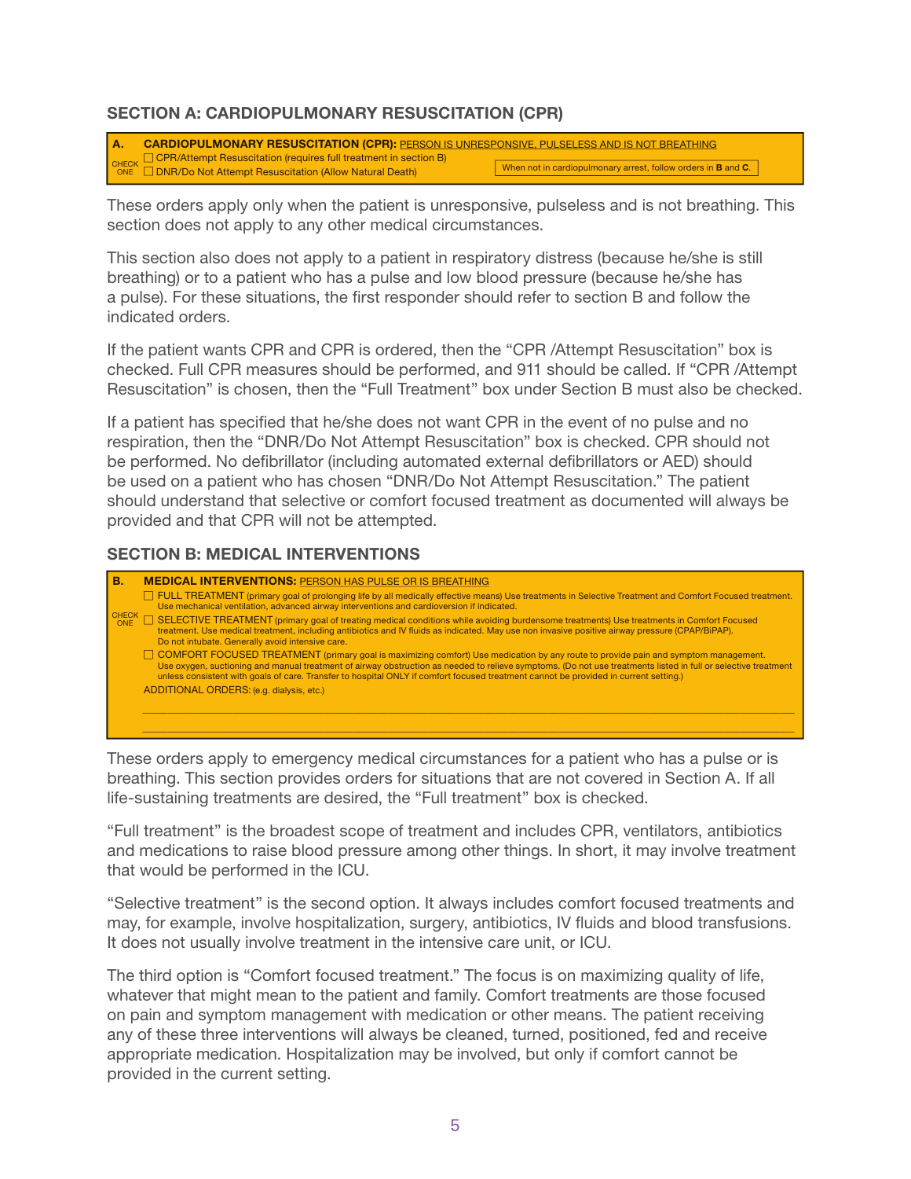### SECTION A: CARDIOPULMONARY RESUSCITATION (CPR)

| A. | **CARDIOPULMONARY RESUSCITATION (CPR):** PERSON IS UNRESPONSIVE, PULSELESS AND IS NOT BREATHING |
|---|---|
| CHECK ONE | ☐ CPR/Attempt Resuscitation (requires full treatment in section B)<br>☐ DNR/Do Not Attempt Resuscitation (Allow Natural Death) — When not in cardiopulmonary arrest, follow orders in **B** and **C**. |

These orders apply only when the patient is unresponsive, pulseless and is not breathing. This section does not apply to any other medical circumstances.

This section also does not apply to a patient in respiratory distress (because he/she is still breathing) or to a patient who has a pulse and low blood pressure (because he/she has a pulse). For these situations, the first responder should refer to section B and follow the indicated orders.

If the patient wants CPR and CPR is ordered, then the "CPR /Attempt Resuscitation" box is checked. Full CPR measures should be performed, and 911 should be called. If "CPR /Attempt Resuscitation" is chosen, then the "Full Treatment" box under Section B must also be checked.

If a patient has specified that he/she does not want CPR in the event of no pulse and no respiration, then the "DNR/Do Not Attempt Resuscitation" box is checked. CPR should not be performed. No defibrillator (including automated external defibrillators or AED) should be used on a patient who has chosen "DNR/Do Not Attempt Resuscitation." The patient should understand that selective or comfort focused treatment as documented will always be provided and that CPR will not be attempted.

### SECTION B: MEDICAL INTERVENTIONS

| B. | **MEDICAL INTERVENTIONS:** PERSON HAS PULSE OR IS BREATHING |
|---|---|
| CHECK ONE | ☐ FULL TREATMENT (primary goal of prolonging life by all medically effective means) Use treatments in Selective Treatment and Comfort Focused treatment. Use mechanical ventilation, advanced airway interventions and cardioversion if indicated.<br>☐ SELECTIVE TREATMENT (primary goal of treating medical conditions while avoiding burdensome treatments) Use treatments in Comfort Focused treatment. Use medical treatment, including antibiotics and IV fluids as indicated. May use non invasive positive airway pressure (CPAP/BiPAP). Do not intubate. Generally avoid intensive care.<br>☐ COMFORT FOCUSED TREATMENT (primary goal is maximizing comfort) Use medication by any route to provide pain and symptom management. Use oxygen, suctioning and manual treatment of airway obstruction as needed to relieve symptoms. (Do not use treatments listed in full or selective treatment unless consistent with goals of care. Transfer to hospital ONLY if comfort focused treatment cannot be provided in current setting.)<br>ADDITIONAL ORDERS: (e.g. dialysis, etc.) |

These orders apply to emergency medical circumstances for a patient who has a pulse or is breathing. This section provides orders for situations that are not covered in Section A. If all life-sustaining treatments are desired, the "Full treatment" box is checked.

"Full treatment" is the broadest scope of treatment and includes CPR, ventilators, antibiotics and medications to raise blood pressure among other things. In short, it may involve treatment that would be performed in the ICU.

"Selective treatment" is the second option. It always includes comfort focused treatments and may, for example, involve hospitalization, surgery, antibiotics, IV fluids and blood transfusions. It does not usually involve treatment in the intensive care unit, or ICU.

The third option is "Comfort focused treatment." The focus is on maximizing quality of life, whatever that might mean to the patient and family. Comfort treatments are those focused on pain and symptom management with medication or other means. The patient receiving any of these three interventions will always be cleaned, turned, positioned, fed and receive appropriate medication. Hospitalization may be involved, but only if comfort cannot be provided in the current setting.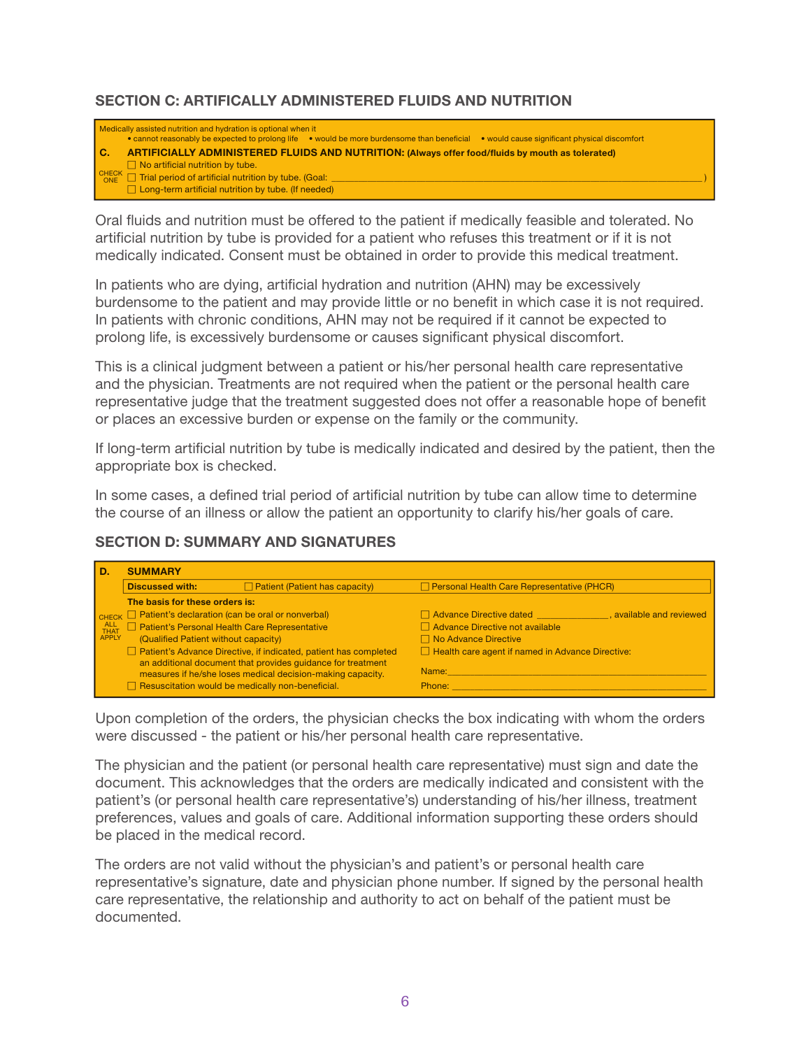### SECTION C: ARTIFICALLY ADMINISTERED FLUIDS AND NUTRITION

Medically assisted nutrition and hydration is optional when it
• cannot reasonably be expected to prolong life • would be more burdensome than beneficial • would cause significant physical discomfort

**C. ARTIFICIALLY ADMINISTERED FLUIDS AND NUTRITION: (Always offer food/fluids by mouth as tolerated)**

CHECK ONE
- ☐ No artificial nutrition by tube.
- ☐ Trial period of artificial nutrition by tube. (Goal: ______________________________ )
- ☐ Long-term artificial nutrition by tube. (If needed)

Oral fluids and nutrition must be offered to the patient if medically feasible and tolerated. No artificial nutrition by tube is provided for a patient who refuses this treatment or if it is not medically indicated. Consent must be obtained in order to provide this medical treatment.

In patients who are dying, artificial hydration and nutrition (AHN) may be excessively burdensome to the patient and may provide little or no benefit in which case it is not required. In patients with chronic conditions, AHN may not be required if it cannot be expected to prolong life, is excessively burdensome or causes significant physical discomfort.

This is a clinical judgment between a patient or his/her personal health care representative and the physician. Treatments are not required when the patient or the personal health care representative judge that the treatment suggested does not offer a reasonable hope of benefit or places an excessive burden or expense on the family or the community.

If long-term artificial nutrition by tube is medically indicated and desired by the patient, then the appropriate box is checked.

In some cases, a defined trial period of artificial nutrition by tube can allow time to determine the course of an illness or allow the patient an opportunity to clarify his/her goals of care.

### SECTION D: SUMMARY AND SIGNATURES

**D. SUMMARY**

**Discussed with:** ☐ Patient (Patient has capacity) ☐ Personal Health Care Representative (PHCR)

**The basis for these orders is:**

CHECK ALL THAT APPLY

- ☐ Patient's declaration (can be oral or nonverbal)
- ☐ Patient's Personal Health Care Representative (Qualified Patient without capacity)
- ☐ Patient's Advance Directive, if indicated, patient has completed an additional document that provides guidance for treatment measures if he/she loses medical decision-making capacity.
- ☐ Resuscitation would be medically non-beneficial.
- ☐ Advance Directive dated ______________, available and reviewed
- ☐ Advance Directive not available
- ☐ No Advance Directive
- ☐ Health care agent if named in Advance Directive:

Name: ______________________________

Phone: ______________________________

Upon completion of the orders, the physician checks the box indicating with whom the orders were discussed - the patient or his/her personal health care representative.

The physician and the patient (or personal health care representative) must sign and date the document. This acknowledges that the orders are medically indicated and consistent with the patient's (or personal health care representative's) understanding of his/her illness, treatment preferences, values and goals of care. Additional information supporting these orders should be placed in the medical record.

The orders are not valid without the physician's and patient's or personal health care representative's signature, date and physician phone number. If signed by the personal health care representative, the relationship and authority to act on behalf of the patient must be documented.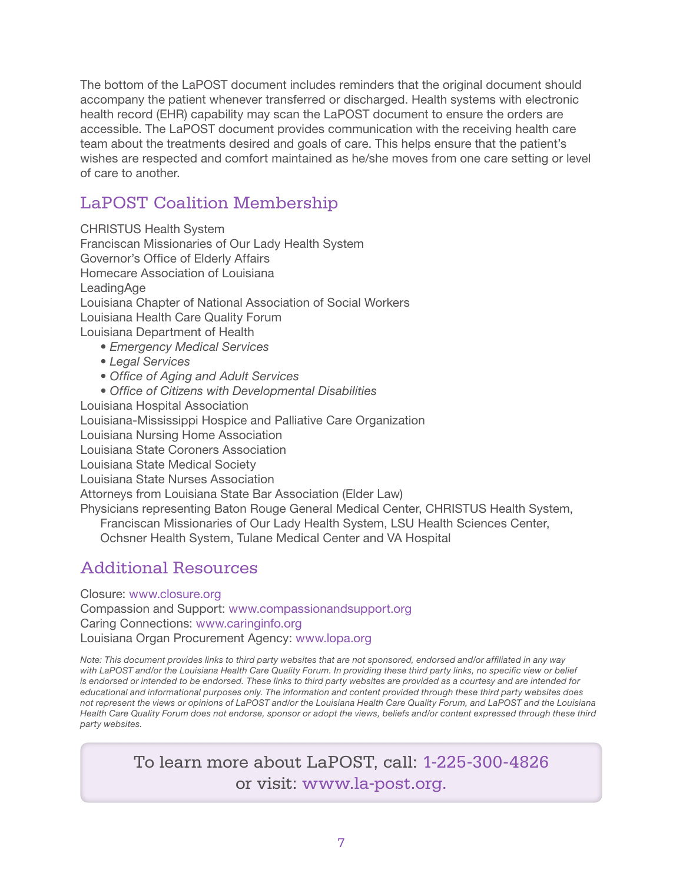The bottom of the LaPOST document includes reminders that the original document should accompany the patient whenever transferred or discharged. Health systems with electronic health record (EHR) capability may scan the LaPOST document to ensure the orders are accessible. The LaPOST document provides communication with the receiving health care team about the treatments desired and goals of care. This helps ensure that the patient's wishes are respected and comfort maintained as he/she moves from one care setting or level of care to another.

## LaPOST Coalition Membership

CHRISTUS Health System
Franciscan Missionaries of Our Lady Health System
Governor's Office of Elderly Affairs
Homecare Association of Louisiana
LeadingAge
Louisiana Chapter of National Association of Social Workers
Louisiana Health Care Quality Forum
Louisiana Department of Health

- *Emergency Medical Services*
- *Legal Services*
- *Office of Aging and Adult Services*
- *Office of Citizens with Developmental Disabilities*

Louisiana Hospital Association
Louisiana-Mississippi Hospice and Palliative Care Organization
Louisiana Nursing Home Association
Louisiana State Coroners Association
Louisiana State Medical Society
Louisiana State Nurses Association
Attorneys from Louisiana State Bar Association (Elder Law)
Physicians representing Baton Rouge General Medical Center, CHRISTUS Health System, Franciscan Missionaries of Our Lady Health System, LSU Health Sciences Center, Ochsner Health System, Tulane Medical Center and VA Hospital

## Additional Resources

Closure: www.closure.org
Compassion and Support: www.compassionandsupport.org
Caring Connections: www.caringinfo.org
Louisiana Organ Procurement Agency: www.lopa.org

*Note: This document provides links to third party websites that are not sponsored, endorsed and/or affiliated in any way with LaPOST and/or the Louisiana Health Care Quality Forum. In providing these third party links, no specific view or belief is endorsed or intended to be endorsed. These links to third party websites are provided as a courtesy and are intended for educational and informational purposes only. The information and content provided through these third party websites does not represent the views or opinions of LaPOST and/or the Louisiana Health Care Quality Forum, and LaPOST and the Louisiana Health Care Quality Forum does not endorse, sponsor or adopt the views, beliefs and/or content expressed through these third party websites.*

To learn more about LaPOST, call: 1-225-300-4826
or visit: www.la-post.org.